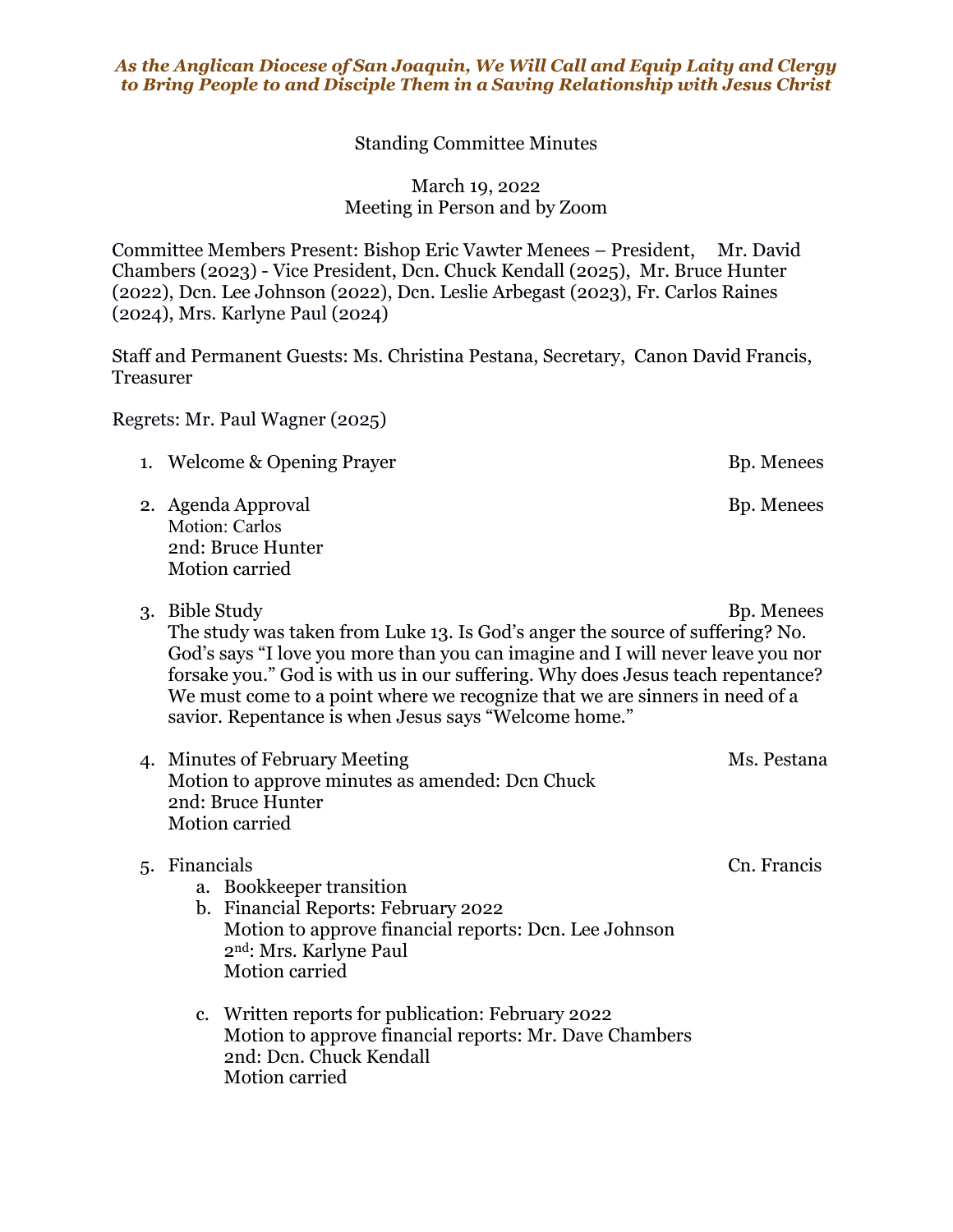***As the Anglican Diocese of San Joaquin, We Will Call and Equip Laity and Clergy to Bring People to and Disciple Them in a Saving Relationship with Jesus Christ***

Standing Committee Minutes

March 19, 2022
Meeting in Person and by Zoom

Committee Members Present: Bishop Eric Vawter Menees – President, Mr. David Chambers (2023) - Vice President, Dcn. Chuck Kendall (2025), Mr. Bruce Hunter (2022), Dcn. Lee Johnson (2022), Dcn. Leslie Arbegast (2023), Fr. Carlos Raines (2024), Mrs. Karlyne Paul (2024)

Staff and Permanent Guests: Ms. Christina Pestana, Secretary, Canon David Francis, Treasurer

Regrets: Mr. Paul Wagner (2025)

1. Welcome & Opening Prayer — Bp. Menees

2. Agenda Approval — Bp. Menees
   Motion: Carlos
   2nd: Bruce Hunter
   Motion carried

3. Bible Study — Bp. Menees
   The study was taken from Luke 13. Is God's anger the source of suffering? No. God's says "I love you more than you can imagine and I will never leave you nor forsake you." God is with us in our suffering. Why does Jesus teach repentance? We must come to a point where we recognize that we are sinners in need of a savior. Repentance is when Jesus says "Welcome home."

4. Minutes of February Meeting — Ms. Pestana
   Motion to approve minutes as amended: Dcn Chuck
   2nd: Bruce Hunter
   Motion carried

5. Financials — Cn. Francis
   a. Bookkeeper transition
   b. Financial Reports: February 2022
      Motion to approve financial reports: Dcn. Lee Johnson
      2nd: Mrs. Karlyne Paul
      Motion carried
   c. Written reports for publication: February 2022
      Motion to approve financial reports: Mr. Dave Chambers
      2nd: Dcn. Chuck Kendall
      Motion carried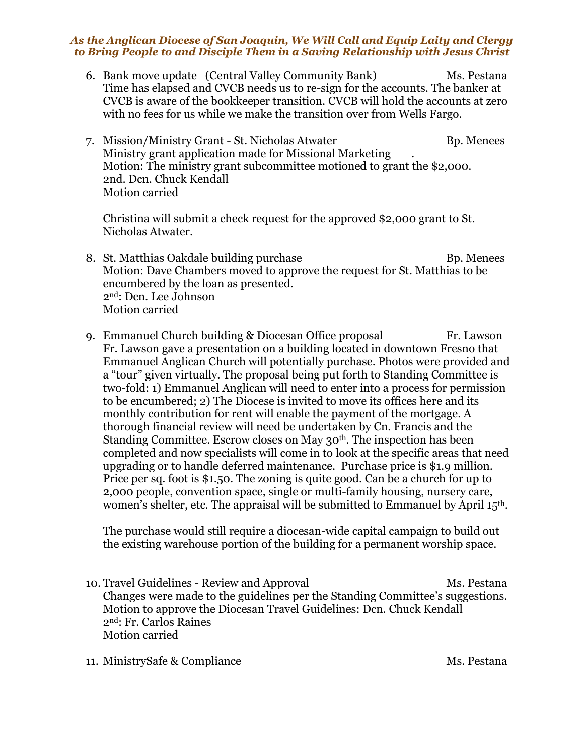*As the Anglican Diocese of San Joaquin, We Will Call and Equip Laity and Clergy to Bring People to and Disciple Them in a Saving Relationship with Jesus Christ*

6. Bank move update (Central Valley Community Bank) Ms. Pestana
   Time has elapsed and CVCB needs us to re-sign for the accounts. The banker at CVCB is aware of the bookkeeper transition. CVCB will hold the accounts at zero with no fees for us while we make the transition over from Wells Fargo.

7. Mission/Ministry Grant - St. Nicholas Atwater Bp. Menees
   Ministry grant application made for Missional Marketing .
   Motion: The ministry grant subcommittee motioned to grant the $2,000.
   2nd. Dcn. Chuck Kendall
   Motion carried

   Christina will submit a check request for the approved $2,000 grant to St. Nicholas Atwater.

8. St. Matthias Oakdale building purchase Bp. Menees
   Motion: Dave Chambers moved to approve the request for St. Matthias to be encumbered by the loan as presented.
   2nd: Dcn. Lee Johnson
   Motion carried

9. Emmanuel Church building & Diocesan Office proposal Fr. Lawson
   Fr. Lawson gave a presentation on a building located in downtown Fresno that Emmanuel Anglican Church will potentially purchase. Photos were provided and a "tour" given virtually. The proposal being put forth to Standing Committee is two-fold: 1) Emmanuel Anglican will need to enter into a process for permission to be encumbered; 2) The Diocese is invited to move its offices here and its monthly contribution for rent will enable the payment of the mortgage. A thorough financial review will need be undertaken by Cn. Francis and the Standing Committee. Escrow closes on May 30th. The inspection has been completed and now specialists will come in to look at the specific areas that need upgrading or to handle deferred maintenance. Purchase price is $1.9 million. Price per sq. foot is $1.50. The zoning is quite good. Can be a church for up to 2,000 people, convention space, single or multi-family housing, nursery care, women's shelter, etc. The appraisal will be submitted to Emmanuel by April 15th.

   The purchase would still require a diocesan-wide capital campaign to build out the existing warehouse portion of the building for a permanent worship space.

10. Travel Guidelines - Review and Approval Ms. Pestana
    Changes were made to the guidelines per the Standing Committee's suggestions.
    Motion to approve the Diocesan Travel Guidelines: Dcn. Chuck Kendall
    2nd: Fr. Carlos Raines
    Motion carried

11. MinistrySafe & Compliance Ms. Pestana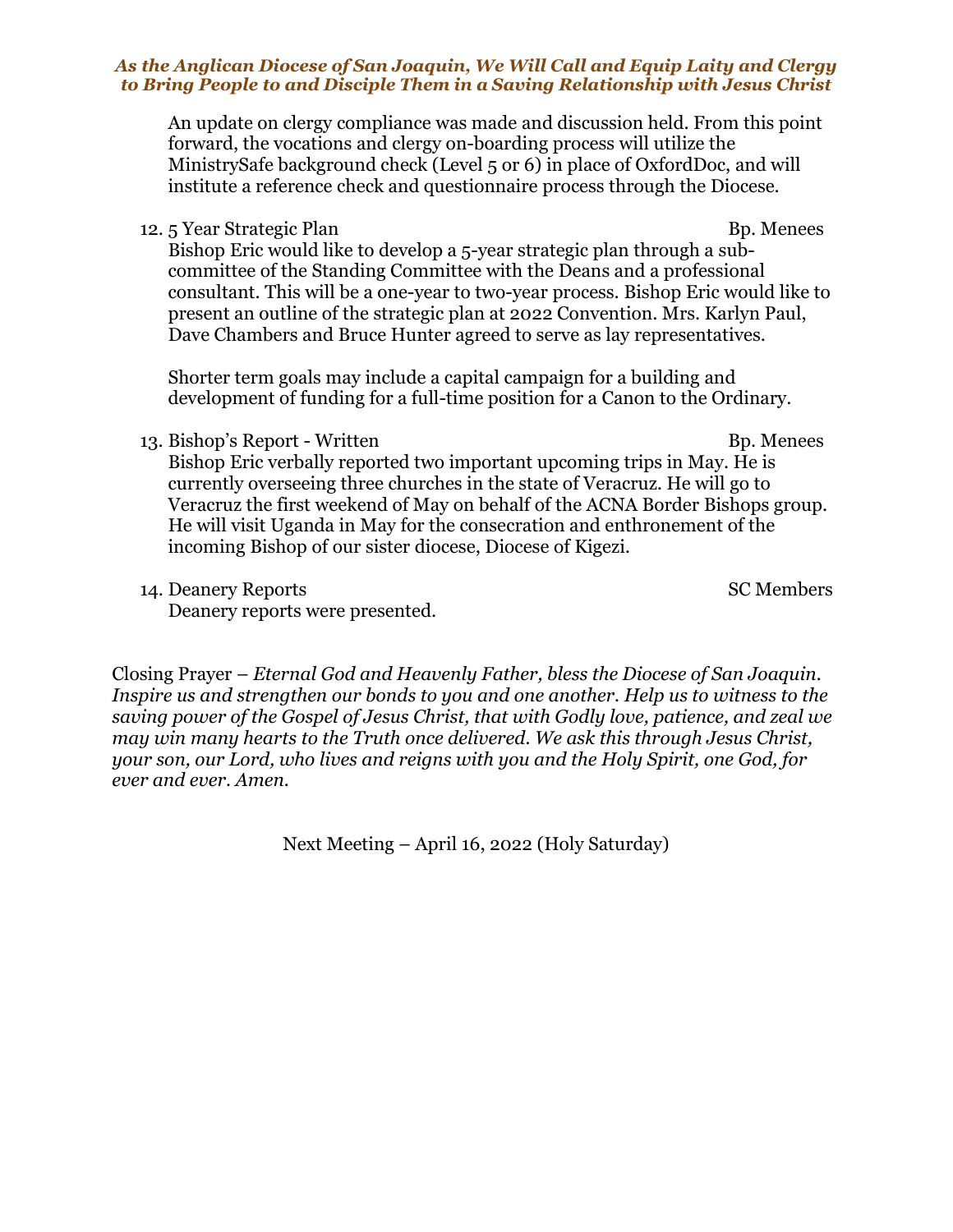An update on clergy compliance was made and discussion held. From this point forward, the vocations and clergy on-boarding process will utilize the MinistrySafe background check (Level 5 or 6) in place of OxfordDoc, and will institute a reference check and questionnaire process through the Diocese.

12. 5 Year Strategic Plan — Bp. Menees

    Bishop Eric would like to develop a 5-year strategic plan through a sub-committee of the Standing Committee with the Deans and a professional consultant. This will be a one-year to two-year process. Bishop Eric would like to present an outline of the strategic plan at 2022 Convention. Mrs. Karlyn Paul, Dave Chambers and Bruce Hunter agreed to serve as lay representatives.

    Shorter term goals may include a capital campaign for a building and development of funding for a full-time position for a Canon to the Ordinary.

13. Bishop's Report - Written — Bp. Menees

    Bishop Eric verbally reported two important upcoming trips in May. He is currently overseeing three churches in the state of Veracruz. He will go to Veracruz the first weekend of May on behalf of the ACNA Border Bishops group. He will visit Uganda in May for the consecration and enthronement of the incoming Bishop of our sister diocese, Diocese of Kigezi.

14. Deanery Reports — SC Members

    Deanery reports were presented.

Closing Prayer – *Eternal God and Heavenly Father, bless the Diocese of San Joaquin. Inspire us and strengthen our bonds to you and one another. Help us to witness to the saving power of the Gospel of Jesus Christ, that with Godly love, patience, and zeal we may win many hearts to the Truth once delivered. We ask this through Jesus Christ, your son, our Lord, who lives and reigns with you and the Holy Spirit, one God, for ever and ever. Amen.*

Next Meeting – April 16, 2022 (Holy Saturday)